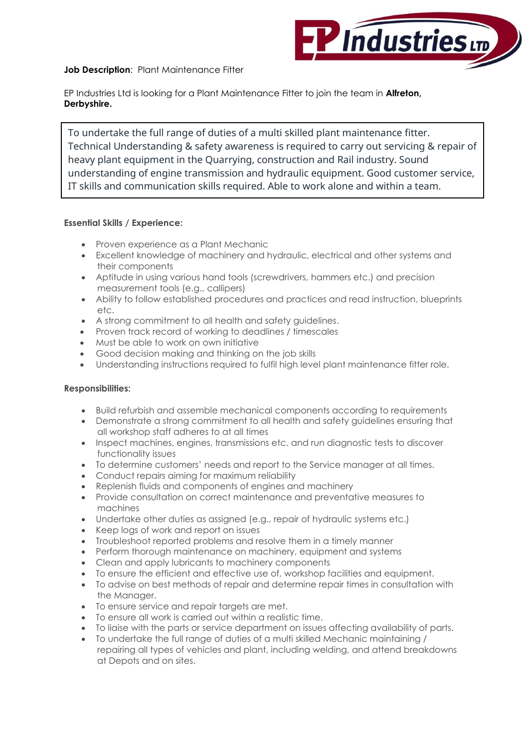**Job Description**: Plant Maintenance Fitter

EP Industries Ltd is looking for a Plant Maintenance Fitter to join the team in **Alfreton, Derbyshire.**

To undertake the full range of duties of a multi skilled plant maintenance fitter. Technical Understanding & safety awareness is required to carry out servicing & repair of heavy plant equipment in the Quarrying, construction and Rail industry. Sound understanding of engine transmission and hydraulic equipment. Good customer service, IT skills and communication skills required. Able to work alone and within a team.

**Essential Skills / Experience:**

- Proven experience as a Plant Mechanic
- Excellent knowledge of machinery and hydraulic, electrical and other systems and their components
- Aptitude in using various hand tools (screwdrivers, hammers etc.) and precision measurement tools (e.g., callipers)
- Ability to follow established procedures and practices and read instruction, blueprints etc.
- A strong commitment to all health and safety guidelines.
- Proven track record of working to deadlines / timescales
- Must be able to work on own initiative
- Good decision making and thinking on the job skills
- Understanding instructions required to fulfil high level plant maintenance fitter role.

**Responsibilities:**

- Build refurbish and assemble mechanical components according to requirements
- Demonstrate a strong commitment to all health and safety guidelines ensuring that all workshop staff adheres to at all times
- Inspect machines, engines, transmissions etc. and run diagnostic tests to discover functionality issues
- To determine customers' needs and report to the Service manager at all times.
- Conduct repairs aiming for maximum reliability
- Replenish fluids and components of engines and machinery
- Provide consultation on correct maintenance and preventative measures to machines
- Undertake other duties as assigned (e.g., repair of hydraulic systems etc.)
- Keep logs of work and report on issues
- Troubleshoot reported problems and resolve them in a timely manner
- Perform thorough maintenance on machinery, equipment and systems
- Clean and apply lubricants to machinery components
- To ensure the efficient and effective use of, workshop facilities and equipment.
- To advise on best methods of repair and determine repair times in consultation with the Manager.
- To ensure service and repair targets are met.
- To ensure all work is carried out within a realistic time.
- To liaise with the parts or service department on issues affecting availability of parts.
- To undertake the full range of duties of a multi skilled Mechanic maintaining / repairing all types of vehicles and plant, including welding, and attend breakdowns at Depots and on sites.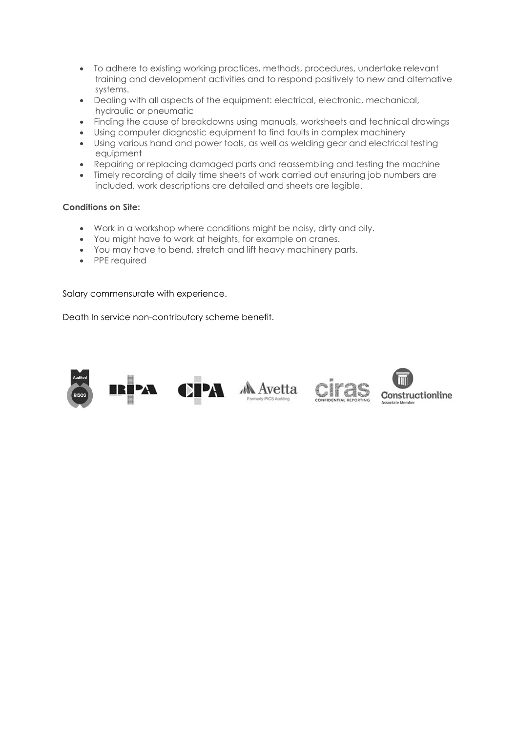- To adhere to existing working practices, methods, procedures, undertake relevant training and development activities and to respond positively to new and alternative systems.
- Dealing with all aspects of the equipment: electrical, electronic, mechanical, hydraulic or pneumatic
- Finding the cause of breakdowns using manuals, worksheets and technical drawings
- Using computer diagnostic equipment to find faults in complex machinery
- Using various hand and power tools, as well as welding gear and electrical testing equipment
- Repairing or replacing damaged parts and reassembling and testing the machine
- Timely recording of daily time sheets of work carried out ensuring job numbers are included, work descriptions are detailed and sheets are legible.

**Conditions on Site:**

- Work in a workshop where conditions might be noisy, dirty and oily.
- You might have to work at heights, for example on cranes.
- You may have to bend, stretch and lift heavy machinery parts.
- PPE required

Salary commensurate with experience.

Death In service non-contributory scheme benefit.

Audited RISQS · RPA · CPA · Avetta Formerly PICS Auditing · ciras CONFIDENTIAL REPORTING · Constructionline Associate Member